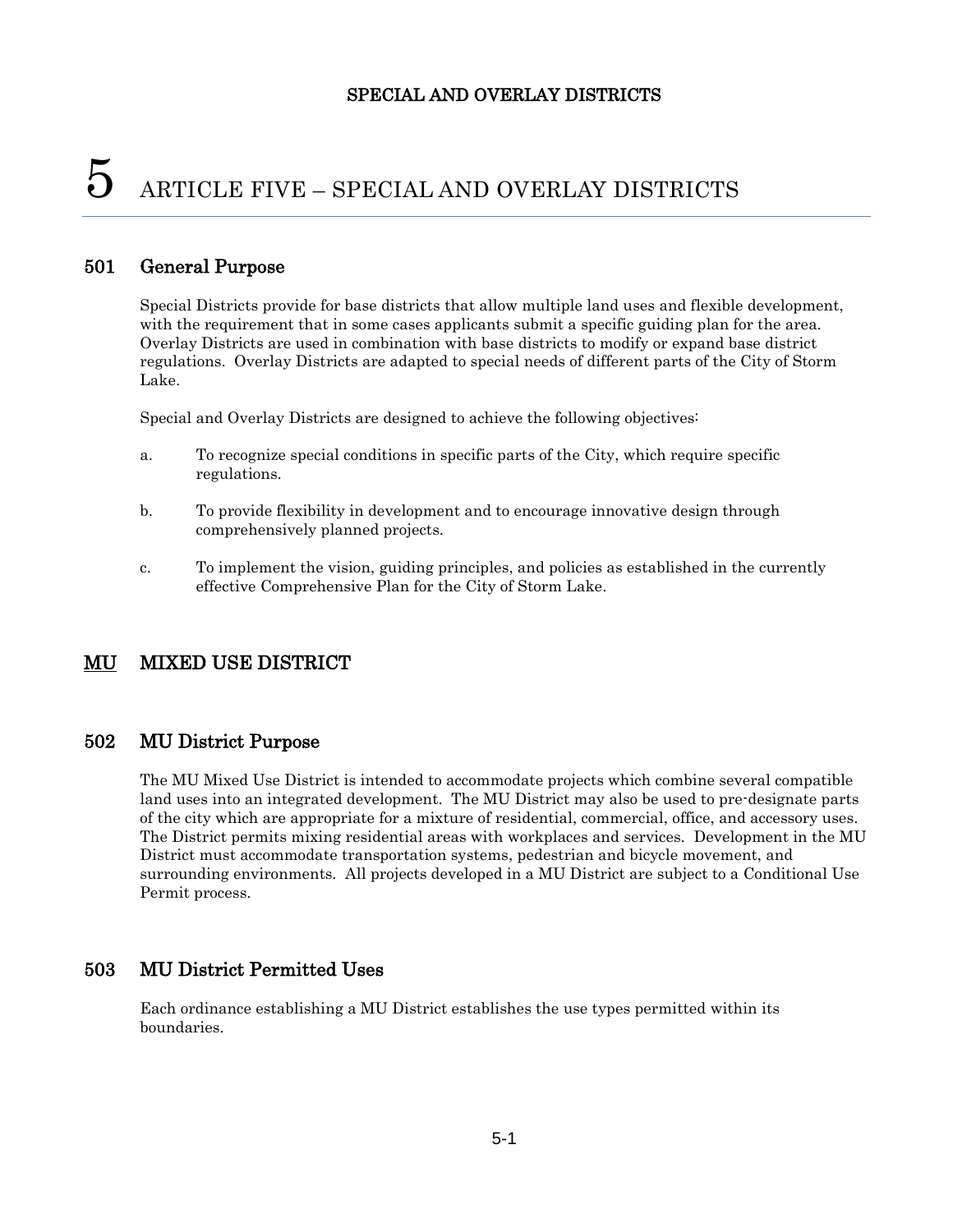# 5 ARTICLE FIVE – SPECIAL AND OVERLAY DISTRICTS

## 501 General Purpose

Special Districts provide for base districts that allow multiple land uses and flexible development, with the requirement that in some cases applicants submit a specific guiding plan for the area. Overlay Districts are used in combination with base districts to modify or expand base district regulations. Overlay Districts are adapted to special needs of different parts of the City of Storm Lake.

Special and Overlay Districts are designed to achieve the following objectives:

a. To recognize special conditions in specific parts of the City, which require specific regulations.

b. To provide flexibility in development and to encourage innovative design through comprehensively planned projects.

c. To implement the vision, guiding principles, and policies as established in the currently effective Comprehensive Plan for the City of Storm Lake.

## MU MIXED USE DISTRICT

## 502 MU District Purpose

The MU Mixed Use District is intended to accommodate projects which combine several compatible land uses into an integrated development. The MU District may also be used to pre-designate parts of the city which are appropriate for a mixture of residential, commercial, office, and accessory uses. The District permits mixing residential areas with workplaces and services. Development in the MU District must accommodate transportation systems, pedestrian and bicycle movement, and surrounding environments. All projects developed in a MU District are subject to a Conditional Use Permit process.

## 503 MU District Permitted Uses

Each ordinance establishing a MU District establishes the use types permitted within its boundaries.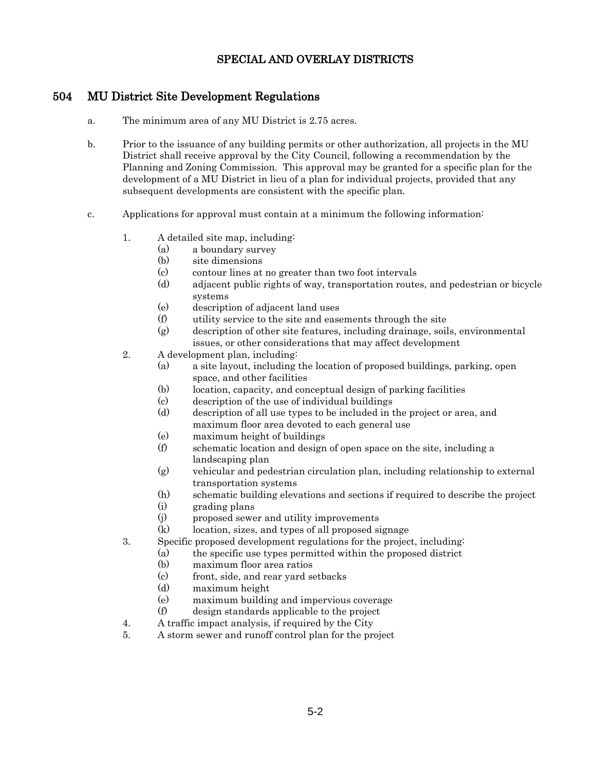## SPECIAL AND OVERLAY DISTRICTS

### 504 MU District Site Development Regulations

a. The minimum area of any MU District is 2.75 acres.

b. Prior to the issuance of any building permits or other authorization, all projects in the MU District shall receive approval by the City Council, following a recommendation by the Planning and Zoning Commission. This approval may be granted for a specific plan for the development of a MU District in lieu of a plan for individual projects, provided that any subsequent developments are consistent with the specific plan.

c. Applications for approval must contain at a minimum the following information:

1. A detailed site map, including:
   - (a) a boundary survey
   - (b) site dimensions
   - (c) contour lines at no greater than two foot intervals
   - (d) adjacent public rights of way, transportation routes, and pedestrian or bicycle systems
   - (e) description of adjacent land uses
   - (f) utility service to the site and easements through the site
   - (g) description of other site features, including drainage, soils, environmental issues, or other considerations that may affect development
2. A development plan, including:
   - (a) a site layout, including the location of proposed buildings, parking, open space, and other facilities
   - (b) location, capacity, and conceptual design of parking facilities
   - (c) description of the use of individual buildings
   - (d) description of all use types to be included in the project or area, and maximum floor area devoted to each general use
   - (e) maximum height of buildings
   - (f) schematic location and design of open space on the site, including a landscaping plan
   - (g) vehicular and pedestrian circulation plan, including relationship to external transportation systems
   - (h) schematic building elevations and sections if required to describe the project
   - (i) grading plans
   - (j) proposed sewer and utility improvements
   - (k) location, sizes, and types of all proposed signage
3. Specific proposed development regulations for the project, including:
   - (a) the specific use types permitted within the proposed district
   - (b) maximum floor area ratios
   - (c) front, side, and rear yard setbacks
   - (d) maximum height
   - (e) maximum building and impervious coverage
   - (f) design standards applicable to the project
4. A traffic impact analysis, if required by the City
5. A storm sewer and runoff control plan for the project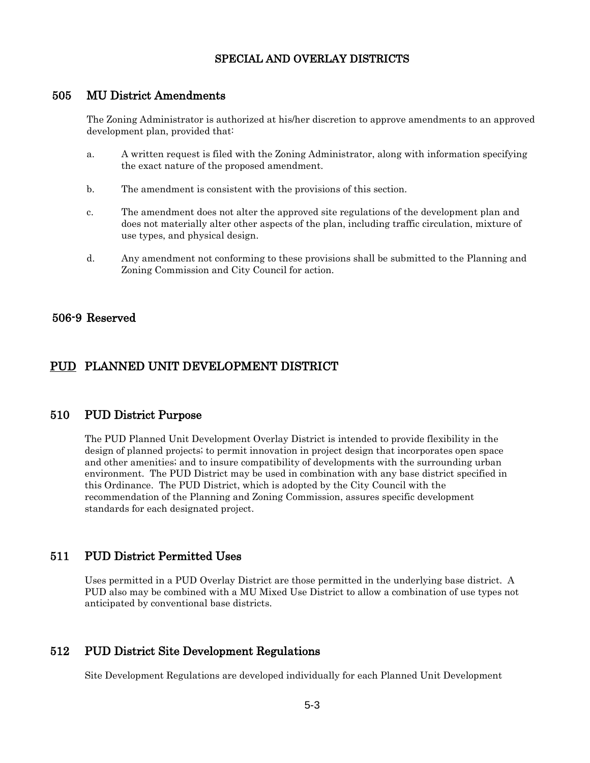## SPECIAL AND OVERLAY DISTRICTS

### 505 MU District Amendments

The Zoning Administrator is authorized at his/her discretion to approve amendments to an approved development plan, provided that:

a. A written request is filed with the Zoning Administrator, along with information specifying the exact nature of the proposed amendment.

b. The amendment is consistent with the provisions of this section.

c. The amendment does not alter the approved site regulations of the development plan and does not materially alter other aspects of the plan, including traffic circulation, mixture of use types, and physical design.

d. Any amendment not conforming to these provisions shall be submitted to the Planning and Zoning Commission and City Council for action.

### 506-9 Reserved

## PUD PLANNED UNIT DEVELOPMENT DISTRICT

### 510 PUD District Purpose

The PUD Planned Unit Development Overlay District is intended to provide flexibility in the design of planned projects; to permit innovation in project design that incorporates open space and other amenities; and to insure compatibility of developments with the surrounding urban environment. The PUD District may be used in combination with any base district specified in this Ordinance. The PUD District, which is adopted by the City Council with the recommendation of the Planning and Zoning Commission, assures specific development standards for each designated project.

### 511 PUD District Permitted Uses

Uses permitted in a PUD Overlay District are those permitted in the underlying base district. A PUD also may be combined with a MU Mixed Use District to allow a combination of use types not anticipated by conventional base districts.

### 512 PUD District Site Development Regulations

Site Development Regulations are developed individually for each Planned Unit Development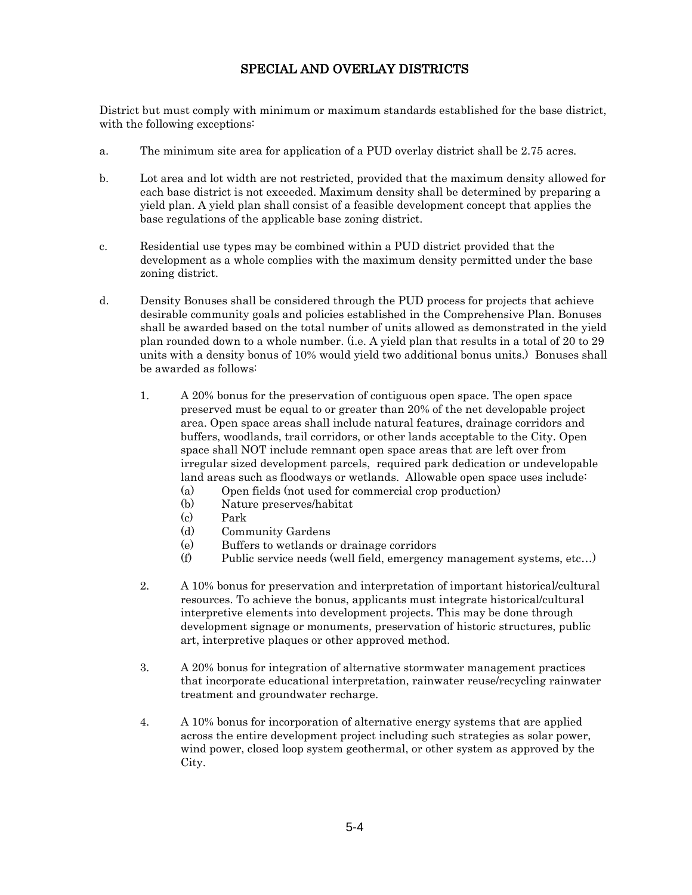District but must comply with minimum or maximum standards established for the base district, with the following exceptions:

a. The minimum site area for application of a PUD overlay district shall be 2.75 acres.

b. Lot area and lot width are not restricted, provided that the maximum density allowed for each base district is not exceeded. Maximum density shall be determined by preparing a yield plan. A yield plan shall consist of a feasible development concept that applies the base regulations of the applicable base zoning district.

c. Residential use types may be combined within a PUD district provided that the development as a whole complies with the maximum density permitted under the base zoning district.

d. Density Bonuses shall be considered through the PUD process for projects that achieve desirable community goals and policies established in the Comprehensive Plan. Bonuses shall be awarded based on the total number of units allowed as demonstrated in the yield plan rounded down to a whole number. (i.e. A yield plan that results in a total of 20 to 29 units with a density bonus of 10% would yield two additional bonus units.) Bonuses shall be awarded as follows:

   1. A 20% bonus for the preservation of contiguous open space. The open space preserved must be equal to or greater than 20% of the net developable project area. Open space areas shall include natural features, drainage corridors and buffers, woodlands, trail corridors, or other lands acceptable to the City. Open space shall NOT include remnant open space areas that are left over from irregular sized development parcels, required park dedication or undevelopable land areas such as floodways or wetlands. Allowable open space uses include:
      - (a) Open fields (not used for commercial crop production)
      - (b) Nature preserves/habitat
      - (c) Park
      - (d) Community Gardens
      - (e) Buffers to wetlands or drainage corridors
      - (f) Public service needs (well field, emergency management systems, etc…)

   2. A 10% bonus for preservation and interpretation of important historical/cultural resources. To achieve the bonus, applicants must integrate historical/cultural interpretive elements into development projects. This may be done through development signage or monuments, preservation of historic structures, public art, interpretive plaques or other approved method.

   3. A 20% bonus for integration of alternative stormwater management practices that incorporate educational interpretation, rainwater reuse/recycling rainwater treatment and groundwater recharge.

   4. A 10% bonus for incorporation of alternative energy systems that are applied across the entire development project including such strategies as solar power, wind power, closed loop system geothermal, or other system as approved by the City.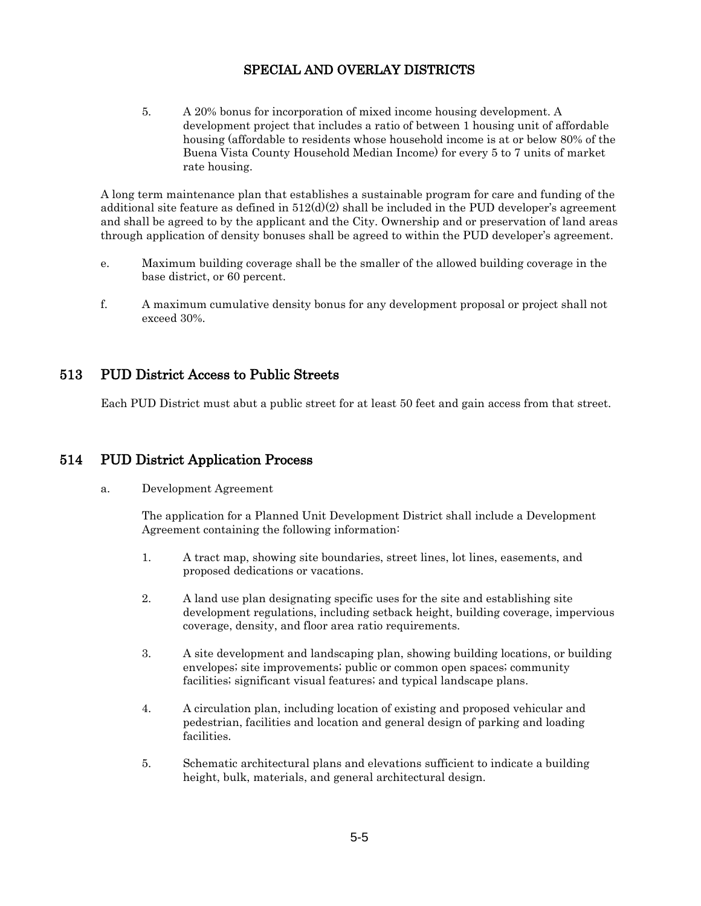5. A 20% bonus for incorporation of mixed income housing development. A development project that includes a ratio of between 1 housing unit of affordable housing (affordable to residents whose household income is at or below 80% of the Buena Vista County Household Median Income) for every 5 to 7 units of market rate housing.

A long term maintenance plan that establishes a sustainable program for care and funding of the additional site feature as defined in 512(d)(2) shall be included in the PUD developer's agreement and shall be agreed to by the applicant and the City. Ownership and or preservation of land areas through application of density bonuses shall be agreed to within the PUD developer's agreement.

e. Maximum building coverage shall be the smaller of the allowed building coverage in the base district, or 60 percent.

f. A maximum cumulative density bonus for any development proposal or project shall not exceed 30%.

## 513 PUD District Access to Public Streets

Each PUD District must abut a public street for at least 50 feet and gain access from that street.

## 514 PUD District Application Process

a. Development Agreement

The application for a Planned Unit Development District shall include a Development Agreement containing the following information:

1. A tract map, showing site boundaries, street lines, lot lines, easements, and proposed dedications or vacations.

2. A land use plan designating specific uses for the site and establishing site development regulations, including setback height, building coverage, impervious coverage, density, and floor area ratio requirements.

3. A site development and landscaping plan, showing building locations, or building envelopes; site improvements; public or common open spaces; community facilities; significant visual features; and typical landscape plans.

4. A circulation plan, including location of existing and proposed vehicular and pedestrian, facilities and location and general design of parking and loading facilities.

5. Schematic architectural plans and elevations sufficient to indicate a building height, bulk, materials, and general architectural design.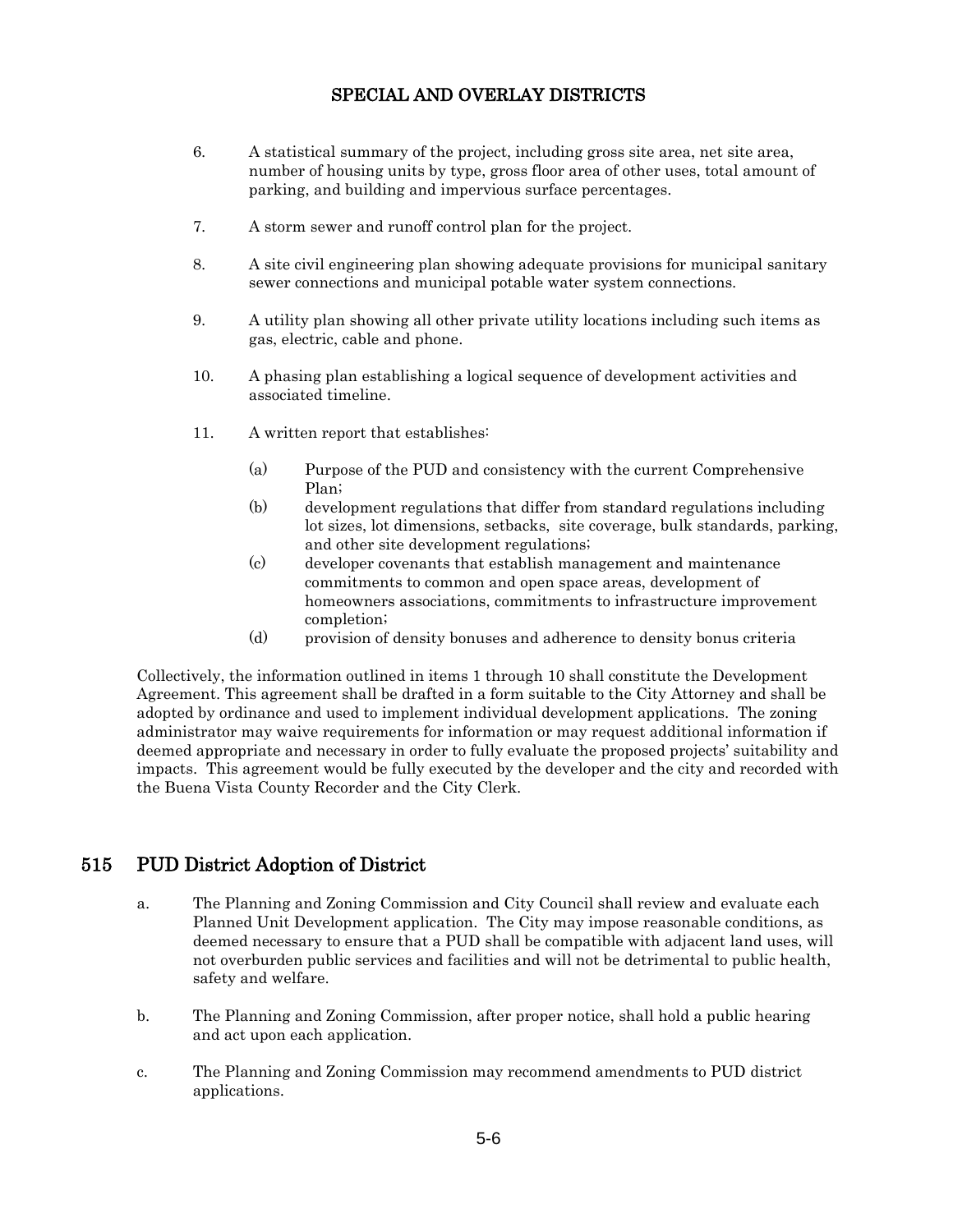6. A statistical summary of the project, including gross site area, net site area, number of housing units by type, gross floor area of other uses, total amount of parking, and building and impervious surface percentages.

7. A storm sewer and runoff control plan for the project.

8. A site civil engineering plan showing adequate provisions for municipal sanitary sewer connections and municipal potable water system connections.

9. A utility plan showing all other private utility locations including such items as gas, electric, cable and phone.

10. A phasing plan establishing a logical sequence of development activities and associated timeline.

11. A written report that establishes:

    (a) Purpose of the PUD and consistency with the current Comprehensive Plan;
    (b) development regulations that differ from standard regulations including lot sizes, lot dimensions, setbacks, site coverage, bulk standards, parking, and other site development regulations;
    (c) developer covenants that establish management and maintenance commitments to common and open space areas, development of homeowners associations, commitments to infrastructure improvement completion;
    (d) provision of density bonuses and adherence to density bonus criteria

Collectively, the information outlined in items 1 through 10 shall constitute the Development Agreement. This agreement shall be drafted in a form suitable to the City Attorney and shall be adopted by ordinance and used to implement individual development applications. The zoning administrator may waive requirements for information or may request additional information if deemed appropriate and necessary in order to fully evaluate the proposed projects' suitability and impacts. This agreement would be fully executed by the developer and the city and recorded with the Buena Vista County Recorder and the City Clerk.

## 515 PUD District Adoption of District

a. The Planning and Zoning Commission and City Council shall review and evaluate each Planned Unit Development application. The City may impose reasonable conditions, as deemed necessary to ensure that a PUD shall be compatible with adjacent land uses, will not overburden public services and facilities and will not be detrimental to public health, safety and welfare.

b. The Planning and Zoning Commission, after proper notice, shall hold a public hearing and act upon each application.

c. The Planning and Zoning Commission may recommend amendments to PUD district applications.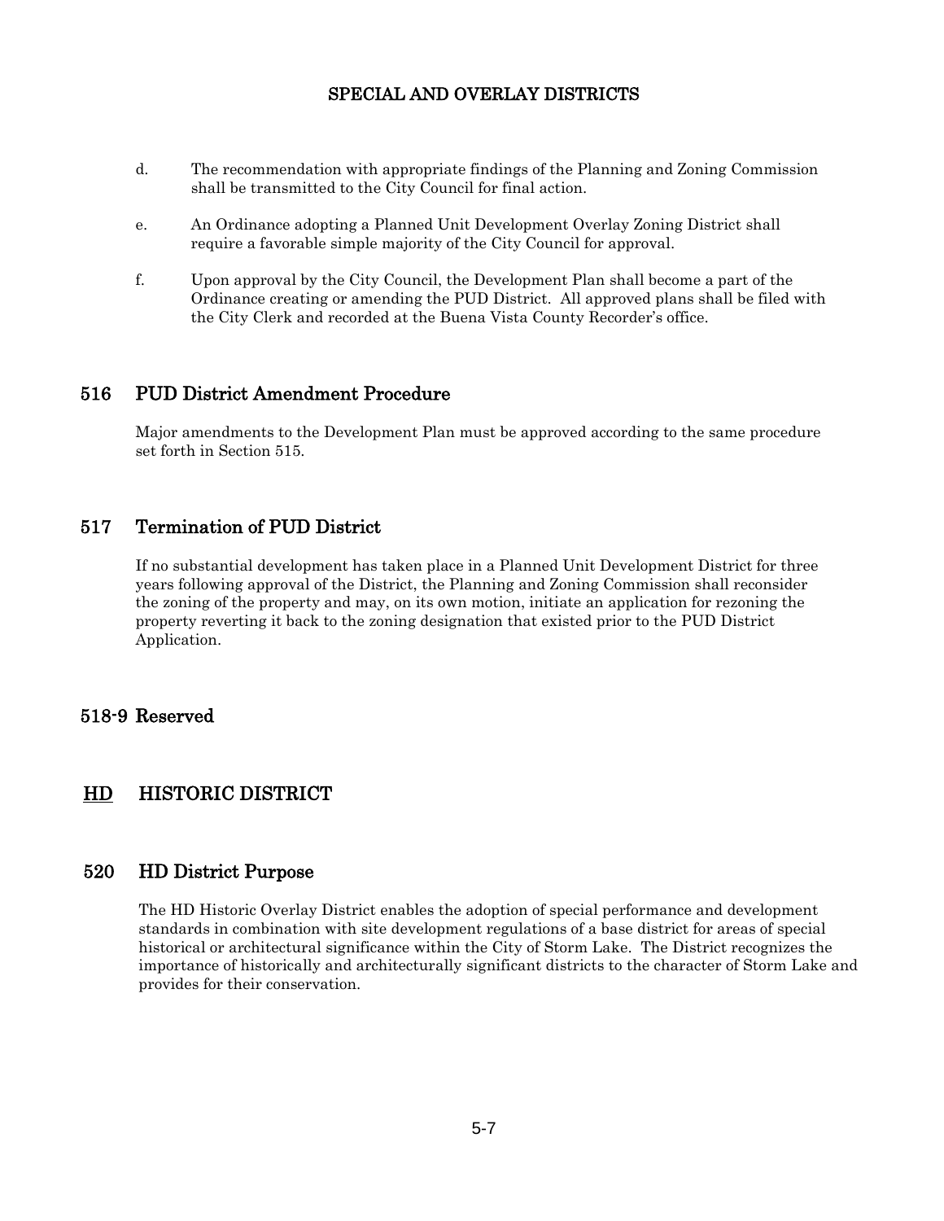d. The recommendation with appropriate findings of the Planning and Zoning Commission shall be transmitted to the City Council for final action.

e. An Ordinance adopting a Planned Unit Development Overlay Zoning District shall require a favorable simple majority of the City Council for approval.

f. Upon approval by the City Council, the Development Plan shall become a part of the Ordinance creating or amending the PUD District. All approved plans shall be filed with the City Clerk and recorded at the Buena Vista County Recorder's office.

## 516 PUD District Amendment Procedure

Major amendments to the Development Plan must be approved according to the same procedure set forth in Section 515.

## 517 Termination of PUD District

If no substantial development has taken place in a Planned Unit Development District for three years following approval of the District, the Planning and Zoning Commission shall reconsider the zoning of the property and may, on its own motion, initiate an application for rezoning the property reverting it back to the zoning designation that existed prior to the PUD District Application.

## 518-9 Reserved

# HD HISTORIC DISTRICT

## 520 HD District Purpose

The HD Historic Overlay District enables the adoption of special performance and development standards in combination with site development regulations of a base district for areas of special historical or architectural significance within the City of Storm Lake. The District recognizes the importance of historically and architecturally significant districts to the character of Storm Lake and provides for their conservation.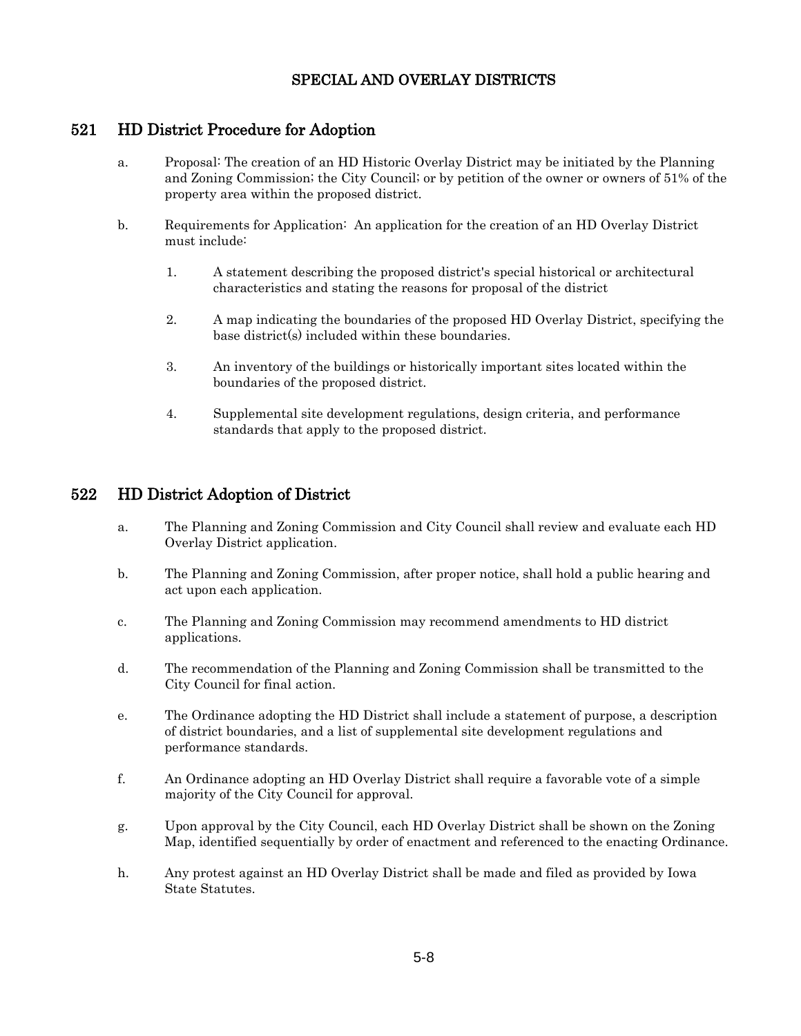# SPECIAL AND OVERLAY DISTRICTS

## 521 HD District Procedure for Adoption

a. Proposal: The creation of an HD Historic Overlay District may be initiated by the Planning and Zoning Commission; the City Council; or by petition of the owner or owners of 51% of the property area within the proposed district.

b. Requirements for Application: An application for the creation of an HD Overlay District must include:

   1. A statement describing the proposed district's special historical or architectural characteristics and stating the reasons for proposal of the district

   2. A map indicating the boundaries of the proposed HD Overlay District, specifying the base district(s) included within these boundaries.

   3. An inventory of the buildings or historically important sites located within the boundaries of the proposed district.

   4. Supplemental site development regulations, design criteria, and performance standards that apply to the proposed district.

## 522 HD District Adoption of District

a. The Planning and Zoning Commission and City Council shall review and evaluate each HD Overlay District application.

b. The Planning and Zoning Commission, after proper notice, shall hold a public hearing and act upon each application.

c. The Planning and Zoning Commission may recommend amendments to HD district applications.

d. The recommendation of the Planning and Zoning Commission shall be transmitted to the City Council for final action.

e. The Ordinance adopting the HD District shall include a statement of purpose, a description of district boundaries, and a list of supplemental site development regulations and performance standards.

f. An Ordinance adopting an HD Overlay District shall require a favorable vote of a simple majority of the City Council for approval.

g. Upon approval by the City Council, each HD Overlay District shall be shown on the Zoning Map, identified sequentially by order of enactment and referenced to the enacting Ordinance.

h. Any protest against an HD Overlay District shall be made and filed as provided by Iowa State Statutes.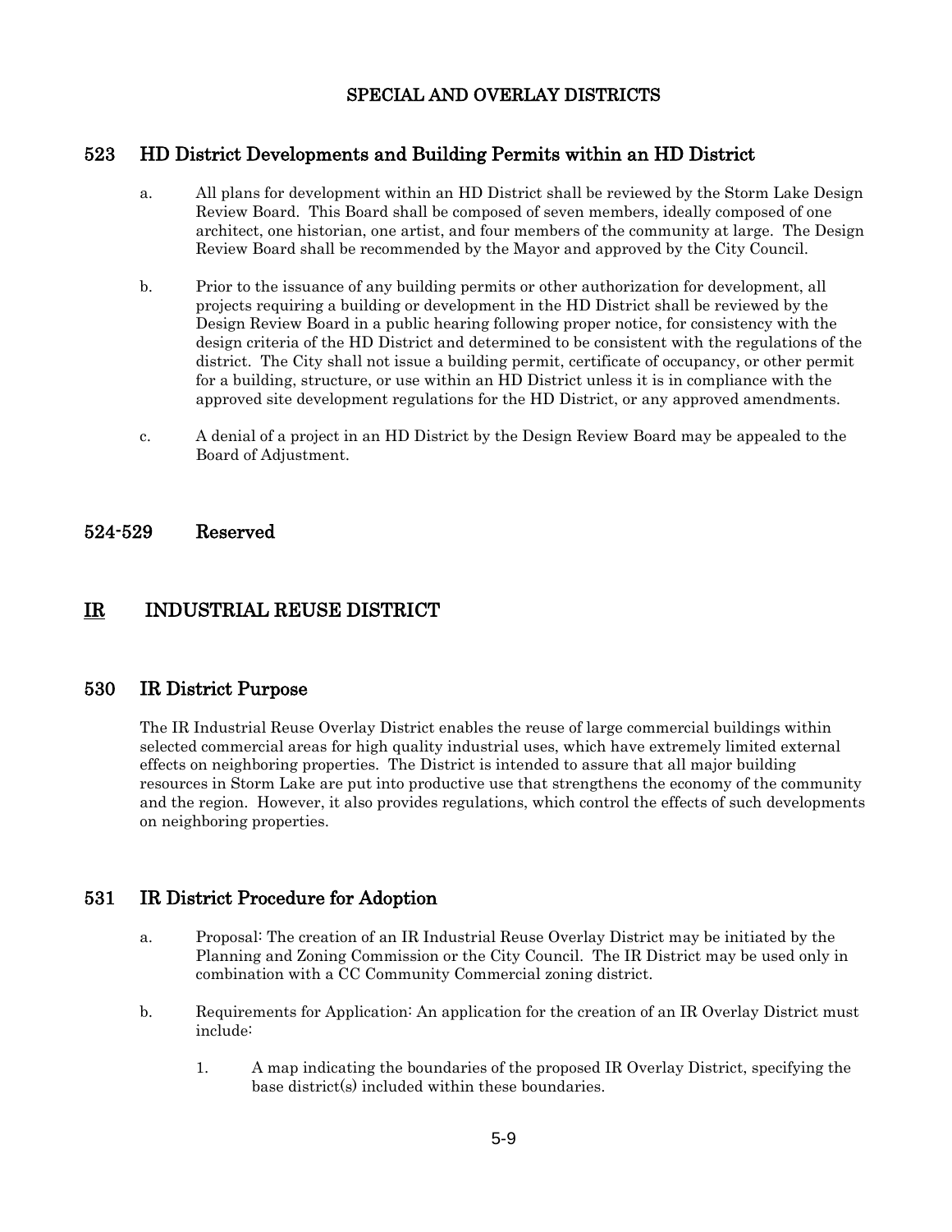## SPECIAL AND OVERLAY DISTRICTS

### 523 HD District Developments and Building Permits within an HD District

a. All plans for development within an HD District shall be reviewed by the Storm Lake Design Review Board. This Board shall be composed of seven members, ideally composed of one architect, one historian, one artist, and four members of the community at large. The Design Review Board shall be recommended by the Mayor and approved by the City Council.

b. Prior to the issuance of any building permits or other authorization for development, all projects requiring a building or development in the HD District shall be reviewed by the Design Review Board in a public hearing following proper notice, for consistency with the design criteria of the HD District and determined to be consistent with the regulations of the district. The City shall not issue a building permit, certificate of occupancy, or other permit for a building, structure, or use within an HD District unless it is in compliance with the approved site development regulations for the HD District, or any approved amendments.

c. A denial of a project in an HD District by the Design Review Board may be appealed to the Board of Adjustment.

### 524-529 Reserved

## <u>IR</u> INDUSTRIAL REUSE DISTRICT

### 530 IR District Purpose

The IR Industrial Reuse Overlay District enables the reuse of large commercial buildings within selected commercial areas for high quality industrial uses, which have extremely limited external effects on neighboring properties. The District is intended to assure that all major building resources in Storm Lake are put into productive use that strengthens the economy of the community and the region. However, it also provides regulations, which control the effects of such developments on neighboring properties.

### 531 IR District Procedure for Adoption

a. Proposal: The creation of an IR Industrial Reuse Overlay District may be initiated by the Planning and Zoning Commission or the City Council. The IR District may be used only in combination with a CC Community Commercial zoning district.

b. Requirements for Application: An application for the creation of an IR Overlay District must include:

   1. A map indicating the boundaries of the proposed IR Overlay District, specifying the base district(s) included within these boundaries.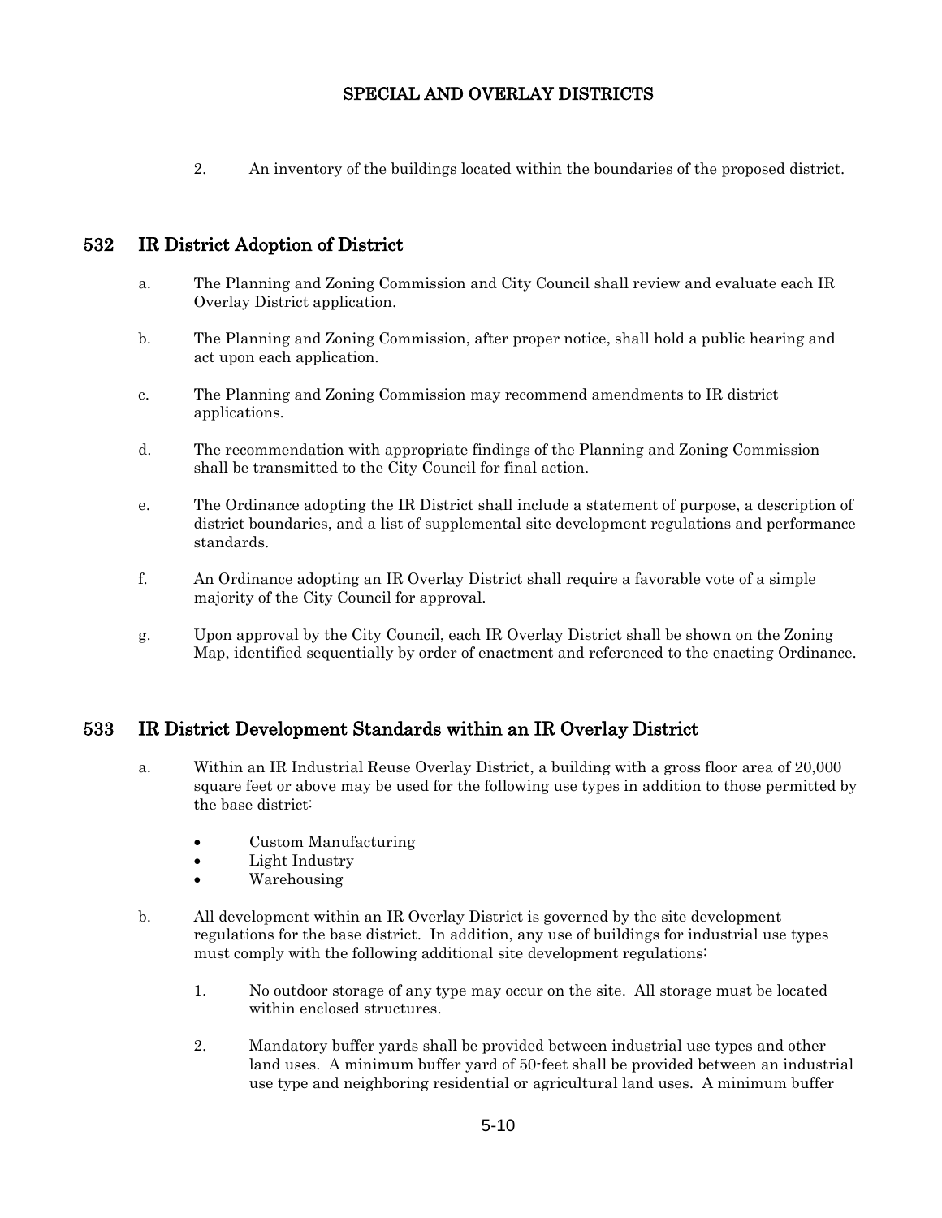2. An inventory of the buildings located within the boundaries of the proposed district.

## 532 IR District Adoption of District

a. The Planning and Zoning Commission and City Council shall review and evaluate each IR Overlay District application.

b. The Planning and Zoning Commission, after proper notice, shall hold a public hearing and act upon each application.

c. The Planning and Zoning Commission may recommend amendments to IR district applications.

d. The recommendation with appropriate findings of the Planning and Zoning Commission shall be transmitted to the City Council for final action.

e. The Ordinance adopting the IR District shall include a statement of purpose, a description of district boundaries, and a list of supplemental site development regulations and performance standards.

f. An Ordinance adopting an IR Overlay District shall require a favorable vote of a simple majority of the City Council for approval.

g. Upon approval by the City Council, each IR Overlay District shall be shown on the Zoning Map, identified sequentially by order of enactment and referenced to the enacting Ordinance.

## 533 IR District Development Standards within an IR Overlay District

a. Within an IR Industrial Reuse Overlay District, a building with a gross floor area of 20,000 square feet or above may be used for the following use types in addition to those permitted by the base district:

- Custom Manufacturing
- Light Industry
- Warehousing

b. All development within an IR Overlay District is governed by the site development regulations for the base district. In addition, any use of buildings for industrial use types must comply with the following additional site development regulations:

1. No outdoor storage of any type may occur on the site. All storage must be located within enclosed structures.

2. Mandatory buffer yards shall be provided between industrial use types and other land uses. A minimum buffer yard of 50-feet shall be provided between an industrial use type and neighboring residential or agricultural land uses. A minimum buffer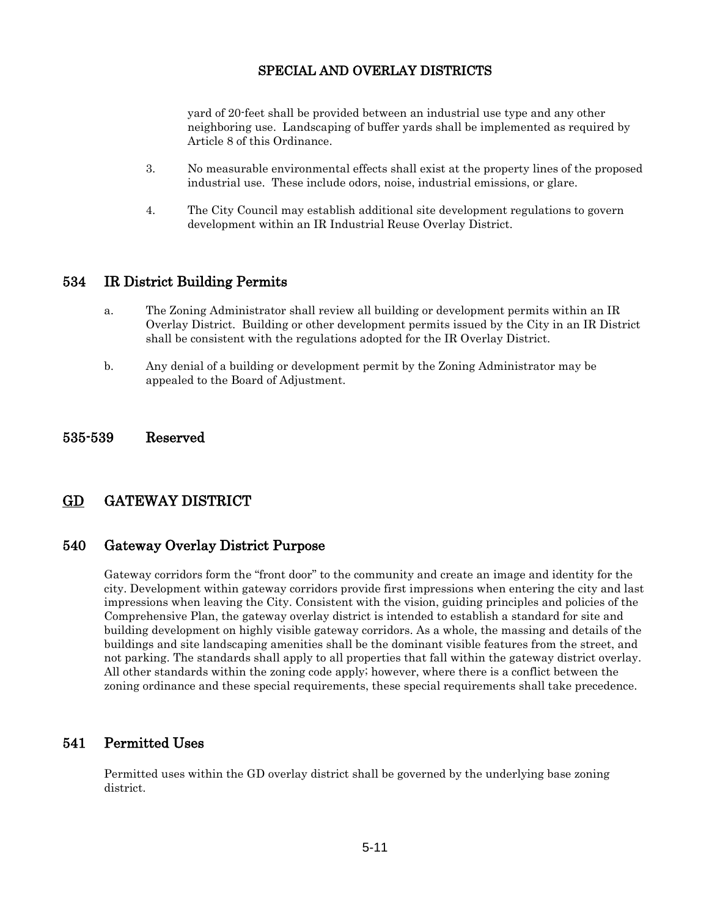yard of 20-feet shall be provided between an industrial use type and any other neighboring use. Landscaping of buffer yards shall be implemented as required by Article 8 of this Ordinance.

3. No measurable environmental effects shall exist at the property lines of the proposed industrial use. These include odors, noise, industrial emissions, or glare.

4. The City Council may establish additional site development regulations to govern development within an IR Industrial Reuse Overlay District.

## 534 IR District Building Permits

a. The Zoning Administrator shall review all building or development permits within an IR Overlay District. Building or other development permits issued by the City in an IR District shall be consistent with the regulations adopted for the IR Overlay District.

b. Any denial of a building or development permit by the Zoning Administrator may be appealed to the Board of Adjustment.

## 535-539 Reserved

# GD GATEWAY DISTRICT

## 540 Gateway Overlay District Purpose

Gateway corridors form the "front door" to the community and create an image and identity for the city. Development within gateway corridors provide first impressions when entering the city and last impressions when leaving the City. Consistent with the vision, guiding principles and policies of the Comprehensive Plan, the gateway overlay district is intended to establish a standard for site and building development on highly visible gateway corridors. As a whole, the massing and details of the buildings and site landscaping amenities shall be the dominant visible features from the street, and not parking. The standards shall apply to all properties that fall within the gateway district overlay. All other standards within the zoning code apply; however, where there is a conflict between the zoning ordinance and these special requirements, these special requirements shall take precedence.

## 541 Permitted Uses

Permitted uses within the GD overlay district shall be governed by the underlying base zoning district.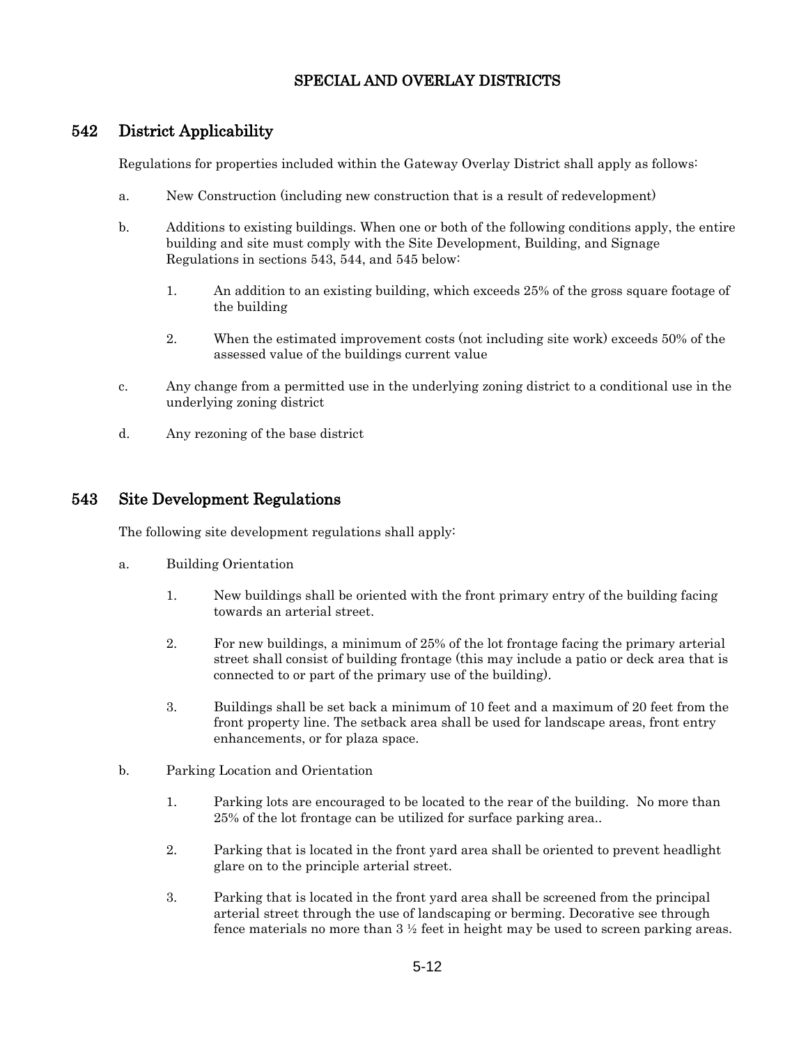## SPECIAL AND OVERLAY DISTRICTS

### 542 District Applicability

Regulations for properties included within the Gateway Overlay District shall apply as follows:

a. New Construction (including new construction that is a result of redevelopment)

b. Additions to existing buildings. When one or both of the following conditions apply, the entire building and site must comply with the Site Development, Building, and Signage Regulations in sections 543, 544, and 545 below:

   1. An addition to an existing building, which exceeds 25% of the gross square footage of the building

   2. When the estimated improvement costs (not including site work) exceeds 50% of the assessed value of the buildings current value

c. Any change from a permitted use in the underlying zoning district to a conditional use in the underlying zoning district

d. Any rezoning of the base district

### 543 Site Development Regulations

The following site development regulations shall apply:

a. Building Orientation

   1. New buildings shall be oriented with the front primary entry of the building facing towards an arterial street.

   2. For new buildings, a minimum of 25% of the lot frontage facing the primary arterial street shall consist of building frontage (this may include a patio or deck area that is connected to or part of the primary use of the building).

   3. Buildings shall be set back a minimum of 10 feet and a maximum of 20 feet from the front property line. The setback area shall be used for landscape areas, front entry enhancements, or for plaza space.

b. Parking Location and Orientation

   1. Parking lots are encouraged to be located to the rear of the building. No more than 25% of the lot frontage can be utilized for surface parking area..

   2. Parking that is located in the front yard area shall be oriented to prevent headlight glare on to the principle arterial street.

   3. Parking that is located in the front yard area shall be screened from the principal arterial street through the use of landscaping or berming. Decorative see through fence materials no more than 3 ½ feet in height may be used to screen parking areas.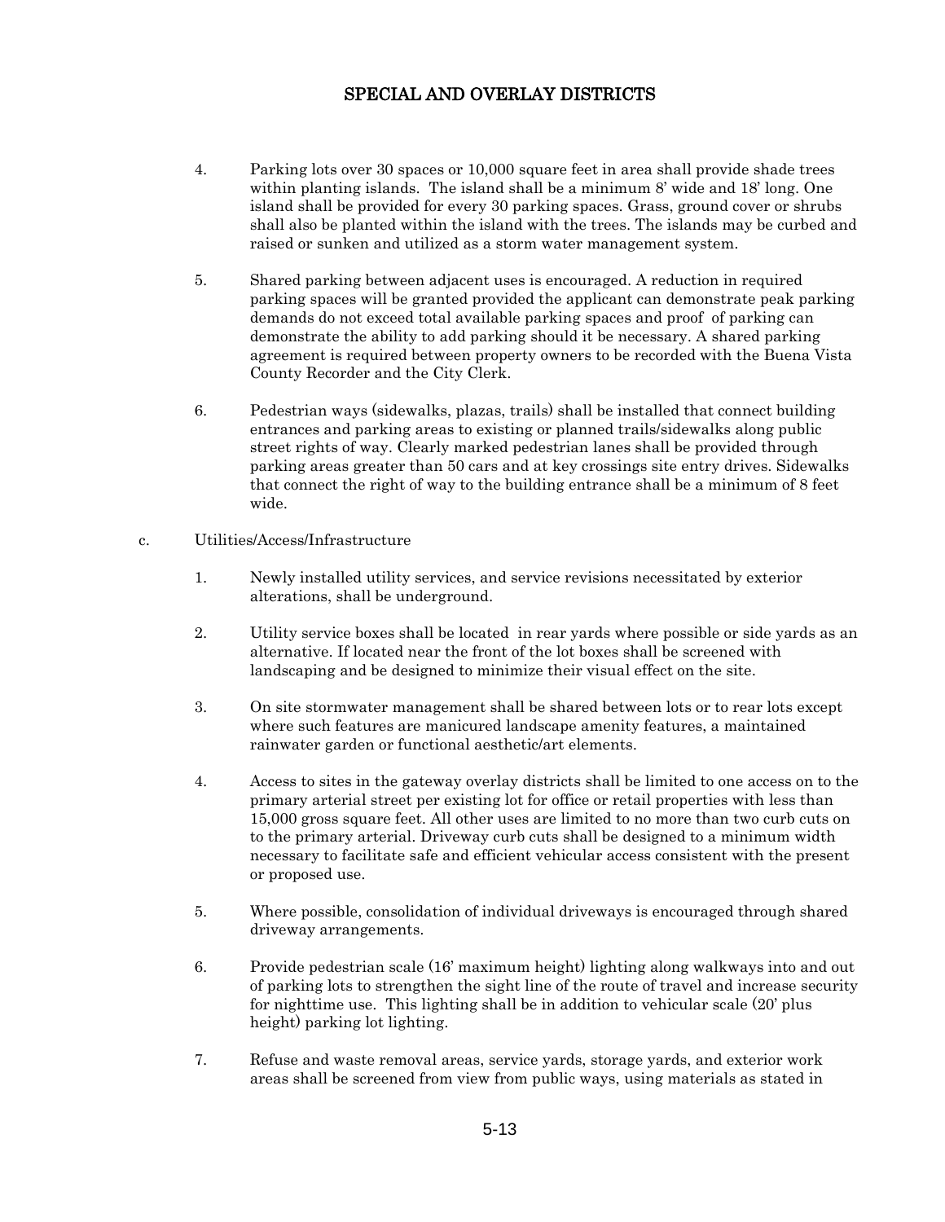4. Parking lots over 30 spaces or 10,000 square feet in area shall provide shade trees within planting islands. The island shall be a minimum 8' wide and 18' long. One island shall be provided for every 30 parking spaces. Grass, ground cover or shrubs shall also be planted within the island with the trees. The islands may be curbed and raised or sunken and utilized as a storm water management system.

5. Shared parking between adjacent uses is encouraged. A reduction in required parking spaces will be granted provided the applicant can demonstrate peak parking demands do not exceed total available parking spaces and proof of parking can demonstrate the ability to add parking should it be necessary. A shared parking agreement is required between property owners to be recorded with the Buena Vista County Recorder and the City Clerk.

6. Pedestrian ways (sidewalks, plazas, trails) shall be installed that connect building entrances and parking areas to existing or planned trails/sidewalks along public street rights of way. Clearly marked pedestrian lanes shall be provided through parking areas greater than 50 cars and at key crossings site entry drives. Sidewalks that connect the right of way to the building entrance shall be a minimum of 8 feet wide.

c. Utilities/Access/Infrastructure

1. Newly installed utility services, and service revisions necessitated by exterior alterations, shall be underground.

2. Utility service boxes shall be located in rear yards where possible or side yards as an alternative. If located near the front of the lot boxes shall be screened with landscaping and be designed to minimize their visual effect on the site.

3. On site stormwater management shall be shared between lots or to rear lots except where such features are manicured landscape amenity features, a maintained rainwater garden or functional aesthetic/art elements.

4. Access to sites in the gateway overlay districts shall be limited to one access on to the primary arterial street per existing lot for office or retail properties with less than 15,000 gross square feet. All other uses are limited to no more than two curb cuts on to the primary arterial. Driveway curb cuts shall be designed to a minimum width necessary to facilitate safe and efficient vehicular access consistent with the present or proposed use.

5. Where possible, consolidation of individual driveways is encouraged through shared driveway arrangements.

6. Provide pedestrian scale (16' maximum height) lighting along walkways into and out of parking lots to strengthen the sight line of the route of travel and increase security for nighttime use. This lighting shall be in addition to vehicular scale (20' plus height) parking lot lighting.

7. Refuse and waste removal areas, service yards, storage yards, and exterior work areas shall be screened from view from public ways, using materials as stated in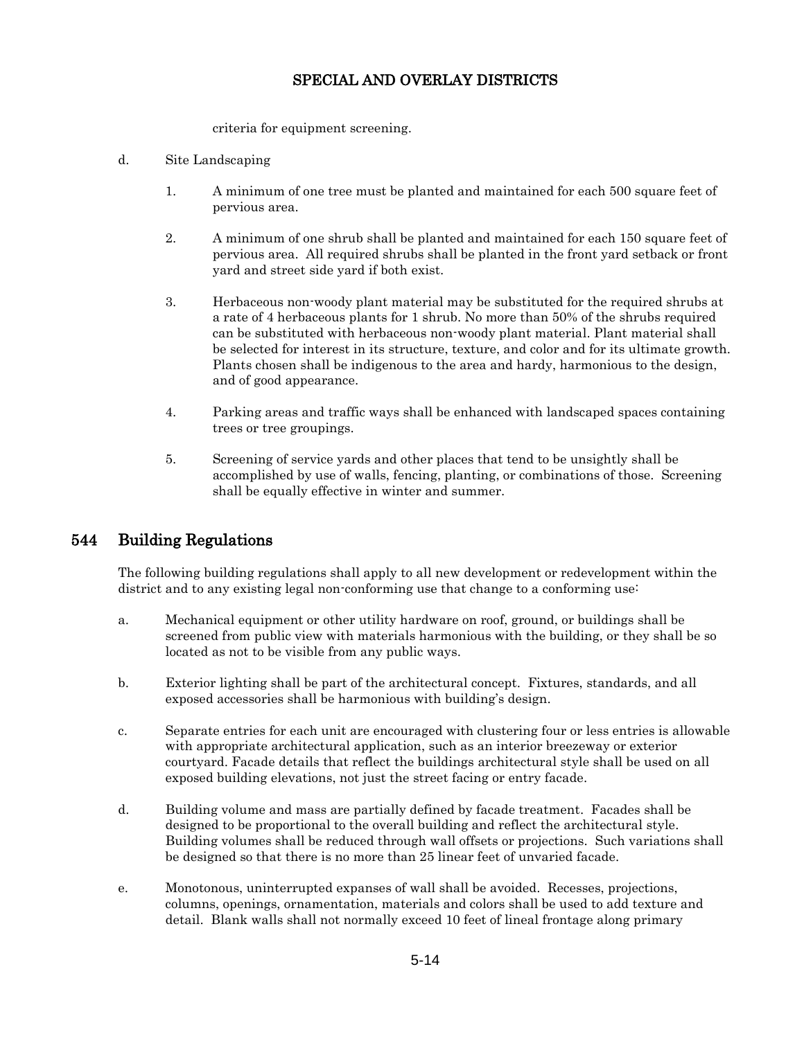criteria for equipment screening.

d. Site Landscaping

   1. A minimum of one tree must be planted and maintained for each 500 square feet of pervious area.

   2. A minimum of one shrub shall be planted and maintained for each 150 square feet of pervious area. All required shrubs shall be planted in the front yard setback or front yard and street side yard if both exist.

   3. Herbaceous non-woody plant material may be substituted for the required shrubs at a rate of 4 herbaceous plants for 1 shrub. No more than 50% of the shrubs required can be substituted with herbaceous non-woody plant material. Plant material shall be selected for interest in its structure, texture, and color and for its ultimate growth. Plants chosen shall be indigenous to the area and hardy, harmonious to the design, and of good appearance.

   4. Parking areas and traffic ways shall be enhanced with landscaped spaces containing trees or tree groupings.

   5. Screening of service yards and other places that tend to be unsightly shall be accomplished by use of walls, fencing, planting, or combinations of those. Screening shall be equally effective in winter and summer.

## 544 Building Regulations

The following building regulations shall apply to all new development or redevelopment within the district and to any existing legal non-conforming use that change to a conforming use:

a. Mechanical equipment or other utility hardware on roof, ground, or buildings shall be screened from public view with materials harmonious with the building, or they shall be so located as not to be visible from any public ways.

b. Exterior lighting shall be part of the architectural concept. Fixtures, standards, and all exposed accessories shall be harmonious with building's design.

c. Separate entries for each unit are encouraged with clustering four or less entries is allowable with appropriate architectural application, such as an interior breezeway or exterior courtyard. Facade details that reflect the buildings architectural style shall be used on all exposed building elevations, not just the street facing or entry facade.

d. Building volume and mass are partially defined by facade treatment. Facades shall be designed to be proportional to the overall building and reflect the architectural style. Building volumes shall be reduced through wall offsets or projections. Such variations shall be designed so that there is no more than 25 linear feet of unvaried facade.

e. Monotonous, uninterrupted expanses of wall shall be avoided. Recesses, projections, columns, openings, ornamentation, materials and colors shall be used to add texture and detail. Blank walls shall not normally exceed 10 feet of lineal frontage along primary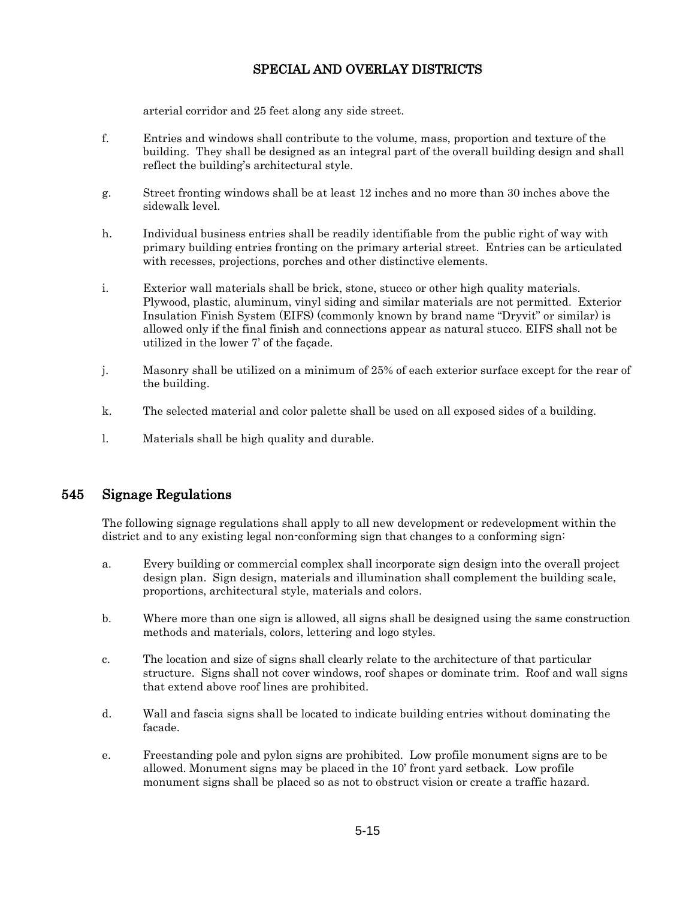arterial corridor and 25 feet along any side street.

f. Entries and windows shall contribute to the volume, mass, proportion and texture of the building. They shall be designed as an integral part of the overall building design and shall reflect the building's architectural style.

g. Street fronting windows shall be at least 12 inches and no more than 30 inches above the sidewalk level.

h. Individual business entries shall be readily identifiable from the public right of way with primary building entries fronting on the primary arterial street. Entries can be articulated with recesses, projections, porches and other distinctive elements.

i. Exterior wall materials shall be brick, stone, stucco or other high quality materials. Plywood, plastic, aluminum, vinyl siding and similar materials are not permitted. Exterior Insulation Finish System (EIFS) (commonly known by brand name "Dryvit" or similar) is allowed only if the final finish and connections appear as natural stucco. EIFS shall not be utilized in the lower 7' of the façade.

j. Masonry shall be utilized on a minimum of 25% of each exterior surface except for the rear of the building.

k. The selected material and color palette shall be used on all exposed sides of a building.

l. Materials shall be high quality and durable.

## 545 Signage Regulations

The following signage regulations shall apply to all new development or redevelopment within the district and to any existing legal non-conforming sign that changes to a conforming sign:

a. Every building or commercial complex shall incorporate sign design into the overall project design plan. Sign design, materials and illumination shall complement the building scale, proportions, architectural style, materials and colors.

b. Where more than one sign is allowed, all signs shall be designed using the same construction methods and materials, colors, lettering and logo styles.

c. The location and size of signs shall clearly relate to the architecture of that particular structure. Signs shall not cover windows, roof shapes or dominate trim. Roof and wall signs that extend above roof lines are prohibited.

d. Wall and fascia signs shall be located to indicate building entries without dominating the facade.

e. Freestanding pole and pylon signs are prohibited. Low profile monument signs are to be allowed. Monument signs may be placed in the 10' front yard setback. Low profile monument signs shall be placed so as not to obstruct vision or create a traffic hazard.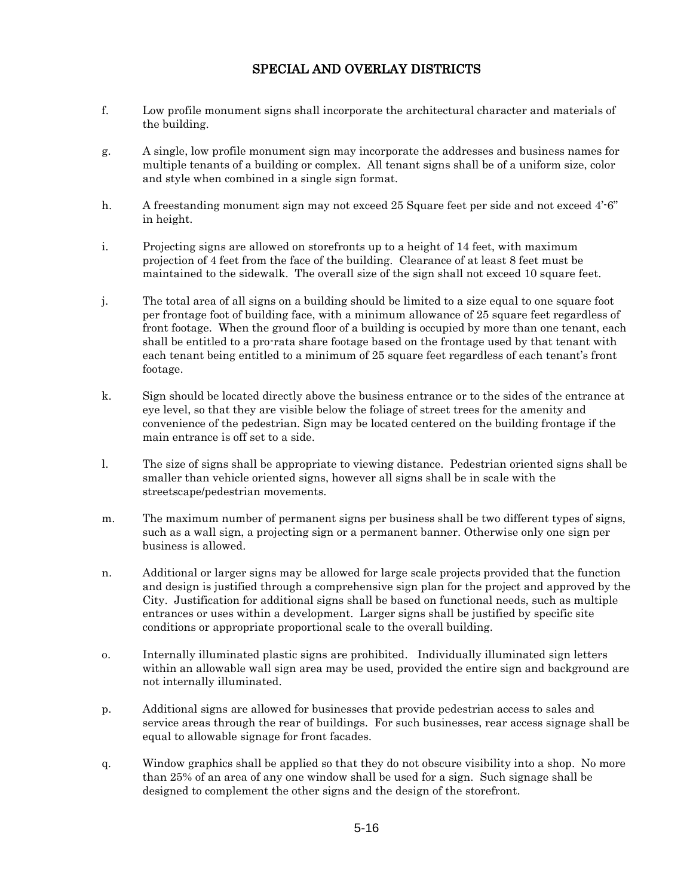# SPECIAL AND OVERLAY DISTRICTS

f. Low profile monument signs shall incorporate the architectural character and materials of the building.

g. A single, low profile monument sign may incorporate the addresses and business names for multiple tenants of a building or complex. All tenant signs shall be of a uniform size, color and style when combined in a single sign format.

h. A freestanding monument sign may not exceed 25 Square feet per side and not exceed 4'-6" in height.

i. Projecting signs are allowed on storefronts up to a height of 14 feet, with maximum projection of 4 feet from the face of the building. Clearance of at least 8 feet must be maintained to the sidewalk. The overall size of the sign shall not exceed 10 square feet.

j. The total area of all signs on a building should be limited to a size equal to one square foot per frontage foot of building face, with a minimum allowance of 25 square feet regardless of front footage. When the ground floor of a building is occupied by more than one tenant, each shall be entitled to a pro-rata share footage based on the frontage used by that tenant with each tenant being entitled to a minimum of 25 square feet regardless of each tenant's front footage.

k. Sign should be located directly above the business entrance or to the sides of the entrance at eye level, so that they are visible below the foliage of street trees for the amenity and convenience of the pedestrian. Sign may be located centered on the building frontage if the main entrance is off set to a side.

l. The size of signs shall be appropriate to viewing distance. Pedestrian oriented signs shall be smaller than vehicle oriented signs, however all signs shall be in scale with the streetscape/pedestrian movements.

m. The maximum number of permanent signs per business shall be two different types of signs, such as a wall sign, a projecting sign or a permanent banner. Otherwise only one sign per business is allowed.

n. Additional or larger signs may be allowed for large scale projects provided that the function and design is justified through a comprehensive sign plan for the project and approved by the City. Justification for additional signs shall be based on functional needs, such as multiple entrances or uses within a development. Larger signs shall be justified by specific site conditions or appropriate proportional scale to the overall building.

o. Internally illuminated plastic signs are prohibited. Individually illuminated sign letters within an allowable wall sign area may be used, provided the entire sign and background are not internally illuminated.

p. Additional signs are allowed for businesses that provide pedestrian access to sales and service areas through the rear of buildings. For such businesses, rear access signage shall be equal to allowable signage for front facades.

q. Window graphics shall be applied so that they do not obscure visibility into a shop. No more than 25% of an area of any one window shall be used for a sign. Such signage shall be designed to complement the other signs and the design of the storefront.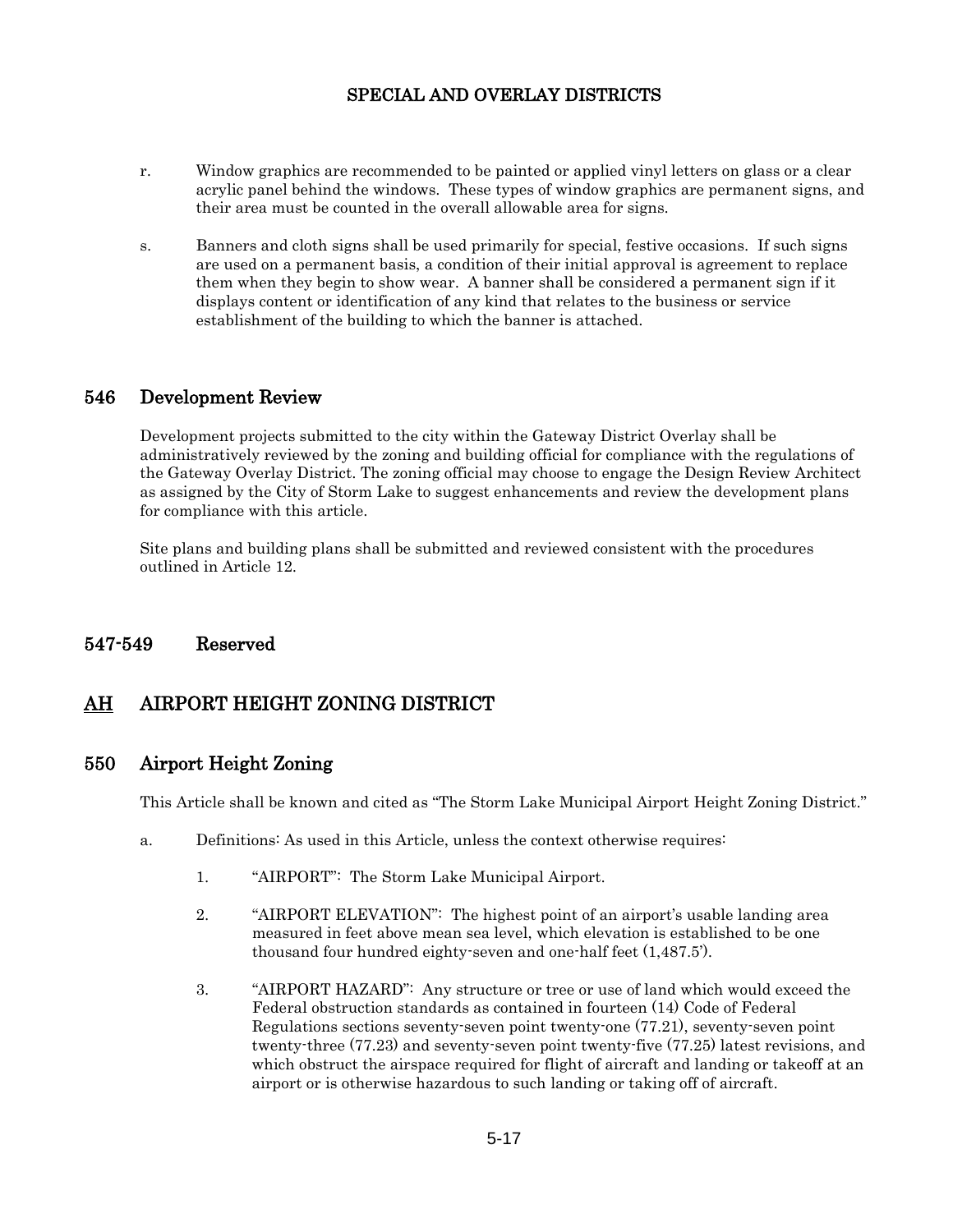r. Window graphics are recommended to be painted or applied vinyl letters on glass or a clear acrylic panel behind the windows. These types of window graphics are permanent signs, and their area must be counted in the overall allowable area for signs.

s. Banners and cloth signs shall be used primarily for special, festive occasions. If such signs are used on a permanent basis, a condition of their initial approval is agreement to replace them when they begin to show wear. A banner shall be considered a permanent sign if it displays content or identification of any kind that relates to the business or service establishment of the building to which the banner is attached.

## 546 Development Review

Development projects submitted to the city within the Gateway District Overlay shall be administratively reviewed by the zoning and building official for compliance with the regulations of the Gateway Overlay District. The zoning official may choose to engage the Design Review Architect as assigned by the City of Storm Lake to suggest enhancements and review the development plans for compliance with this article.

Site plans and building plans shall be submitted and reviewed consistent with the procedures outlined in Article 12.

## 547-549 Reserved

# <u>AH</u> AIRPORT HEIGHT ZONING DISTRICT

## 550 Airport Height Zoning

This Article shall be known and cited as "The Storm Lake Municipal Airport Height Zoning District."

a. Definitions: As used in this Article, unless the context otherwise requires:

1. "AIRPORT": The Storm Lake Municipal Airport.

2. "AIRPORT ELEVATION": The highest point of an airport's usable landing area measured in feet above mean sea level, which elevation is established to be one thousand four hundred eighty-seven and one-half feet (1,487.5').

3. "AIRPORT HAZARD": Any structure or tree or use of land which would exceed the Federal obstruction standards as contained in fourteen (14) Code of Federal Regulations sections seventy-seven point twenty-one (77.21), seventy-seven point twenty-three (77.23) and seventy-seven point twenty-five (77.25) latest revisions, and which obstruct the airspace required for flight of aircraft and landing or takeoff at an airport or is otherwise hazardous to such landing or taking off of aircraft.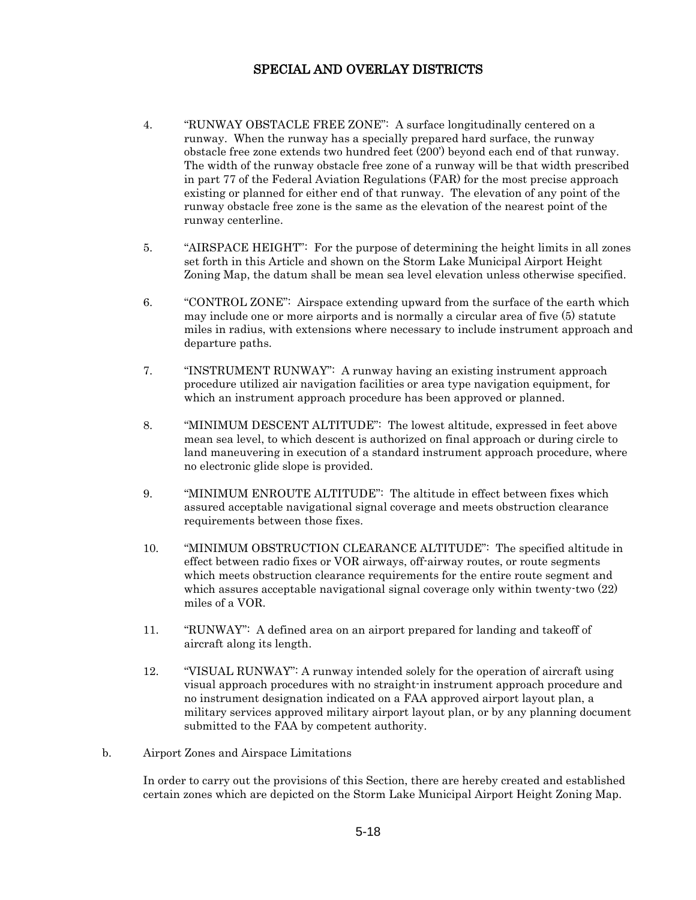4. "RUNWAY OBSTACLE FREE ZONE": A surface longitudinally centered on a runway. When the runway has a specially prepared hard surface, the runway obstacle free zone extends two hundred feet (200') beyond each end of that runway. The width of the runway obstacle free zone of a runway will be that width prescribed in part 77 of the Federal Aviation Regulations (FAR) for the most precise approach existing or planned for either end of that runway. The elevation of any point of the runway obstacle free zone is the same as the elevation of the nearest point of the runway centerline.

5. "AIRSPACE HEIGHT": For the purpose of determining the height limits in all zones set forth in this Article and shown on the Storm Lake Municipal Airport Height Zoning Map, the datum shall be mean sea level elevation unless otherwise specified.

6. "CONTROL ZONE": Airspace extending upward from the surface of the earth which may include one or more airports and is normally a circular area of five (5) statute miles in radius, with extensions where necessary to include instrument approach and departure paths.

7. "INSTRUMENT RUNWAY": A runway having an existing instrument approach procedure utilized air navigation facilities or area type navigation equipment, for which an instrument approach procedure has been approved or planned.

8. "MINIMUM DESCENT ALTITUDE": The lowest altitude, expressed in feet above mean sea level, to which descent is authorized on final approach or during circle to land maneuvering in execution of a standard instrument approach procedure, where no electronic glide slope is provided.

9. "MINIMUM ENROUTE ALTITUDE": The altitude in effect between fixes which assured acceptable navigational signal coverage and meets obstruction clearance requirements between those fixes.

10. "MINIMUM OBSTRUCTION CLEARANCE ALTITUDE": The specified altitude in effect between radio fixes or VOR airways, off-airway routes, or route segments which meets obstruction clearance requirements for the entire route segment and which assures acceptable navigational signal coverage only within twenty-two (22) miles of a VOR.

11. "RUNWAY": A defined area on an airport prepared for landing and takeoff of aircraft along its length.

12. "VISUAL RUNWAY": A runway intended solely for the operation of aircraft using visual approach procedures with no straight-in instrument approach procedure and no instrument designation indicated on a FAA approved airport layout plan, a military services approved military airport layout plan, or by any planning document submitted to the FAA by competent authority.

b. Airport Zones and Airspace Limitations

In order to carry out the provisions of this Section, there are hereby created and established certain zones which are depicted on the Storm Lake Municipal Airport Height Zoning Map.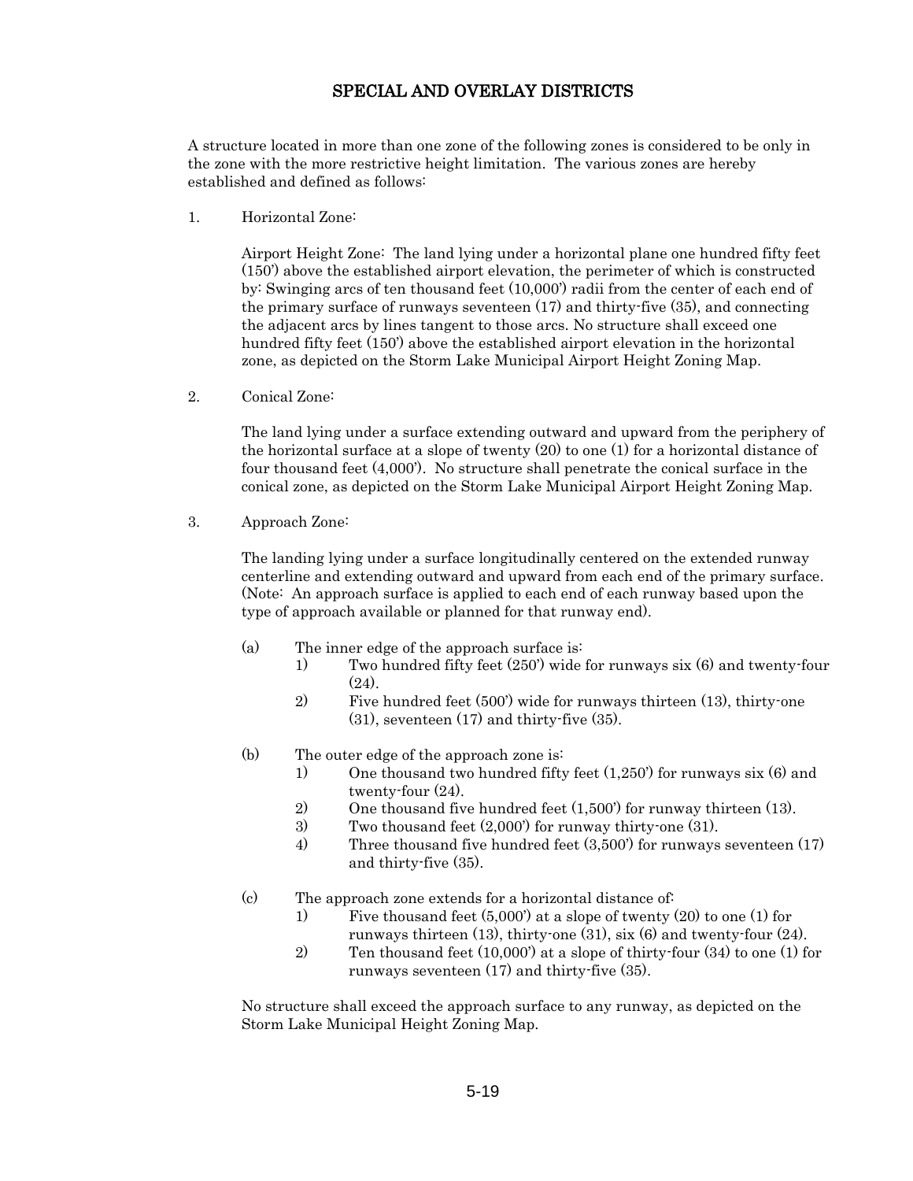## SPECIAL AND OVERLAY DISTRICTS

A structure located in more than one zone of the following zones is considered to be only in the zone with the more restrictive height limitation. The various zones are hereby established and defined as follows:

1. Horizontal Zone:

   Airport Height Zone: The land lying under a horizontal plane one hundred fifty feet (150') above the established airport elevation, the perimeter of which is constructed by: Swinging arcs of ten thousand feet (10,000') radii from the center of each end of the primary surface of runways seventeen (17) and thirty-five (35), and connecting the adjacent arcs by lines tangent to those arcs. No structure shall exceed one hundred fifty feet (150') above the established airport elevation in the horizontal zone, as depicted on the Storm Lake Municipal Airport Height Zoning Map.

2. Conical Zone:

   The land lying under a surface extending outward and upward from the periphery of the horizontal surface at a slope of twenty (20) to one (1) for a horizontal distance of four thousand feet (4,000'). No structure shall penetrate the conical surface in the conical zone, as depicted on the Storm Lake Municipal Airport Height Zoning Map.

3. Approach Zone:

   The landing lying under a surface longitudinally centered on the extended runway centerline and extending outward and upward from each end of the primary surface. (Note: An approach surface is applied to each end of each runway based upon the type of approach available or planned for that runway end).

   (a) The inner edge of the approach surface is:
      1) Two hundred fifty feet (250') wide for runways six (6) and twenty-four (24).
      2) Five hundred feet (500') wide for runways thirteen (13), thirty-one (31), seventeen (17) and thirty-five (35).

   (b) The outer edge of the approach zone is:
      1) One thousand two hundred fifty feet (1,250') for runways six (6) and twenty-four (24).
      2) One thousand five hundred feet (1,500') for runway thirteen (13).
      3) Two thousand feet (2,000') for runway thirty-one (31).
      4) Three thousand five hundred feet (3,500') for runways seventeen (17) and thirty-five (35).

   (c) The approach zone extends for a horizontal distance of:
      1) Five thousand feet (5,000') at a slope of twenty (20) to one (1) for runways thirteen (13), thirty-one (31), six (6) and twenty-four (24).
      2) Ten thousand feet (10,000') at a slope of thirty-four (34) to one (1) for runways seventeen (17) and thirty-five (35).

   No structure shall exceed the approach surface to any runway, as depicted on the Storm Lake Municipal Height Zoning Map.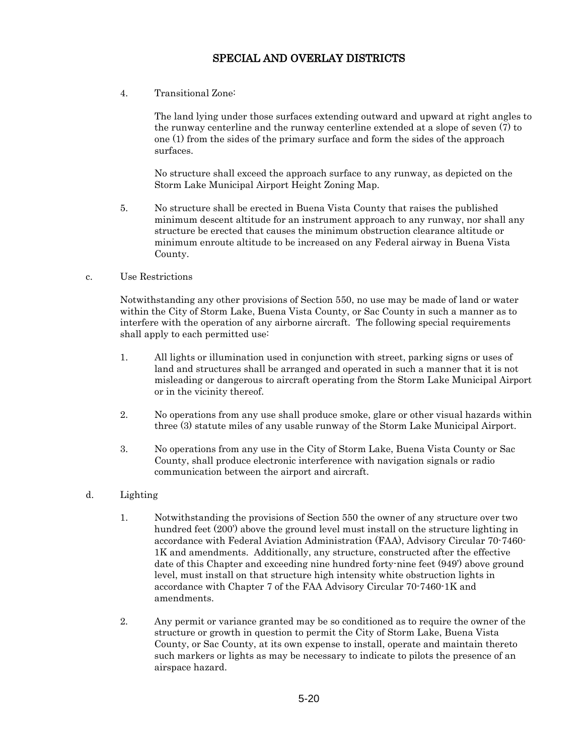4. Transitional Zone:

   The land lying under those surfaces extending outward and upward at right angles to the runway centerline and the runway centerline extended at a slope of seven (7) to one (1) from the sides of the primary surface and form the sides of the approach surfaces.

   No structure shall exceed the approach surface to any runway, as depicted on the Storm Lake Municipal Airport Height Zoning Map.

5. No structure shall be erected in Buena Vista County that raises the published minimum descent altitude for an instrument approach to any runway, nor shall any structure be erected that causes the minimum obstruction clearance altitude or minimum enroute altitude to be increased on any Federal airway in Buena Vista County.

c. Use Restrictions

Notwithstanding any other provisions of Section 550, no use may be made of land or water within the City of Storm Lake, Buena Vista County, or Sac County in such a manner as to interfere with the operation of any airborne aircraft. The following special requirements shall apply to each permitted use:

1. All lights or illumination used in conjunction with street, parking signs or uses of land and structures shall be arranged and operated in such a manner that it is not misleading or dangerous to aircraft operating from the Storm Lake Municipal Airport or in the vicinity thereof.

2. No operations from any use shall produce smoke, glare or other visual hazards within three (3) statute miles of any usable runway of the Storm Lake Municipal Airport.

3. No operations from any use in the City of Storm Lake, Buena Vista County or Sac County, shall produce electronic interference with navigation signals or radio communication between the airport and aircraft.

d. Lighting

1. Notwithstanding the provisions of Section 550 the owner of any structure over two hundred feet (200') above the ground level must install on the structure lighting in accordance with Federal Aviation Administration (FAA), Advisory Circular 70-7460-1K and amendments. Additionally, any structure, constructed after the effective date of this Chapter and exceeding nine hundred forty-nine feet (949') above ground level, must install on that structure high intensity white obstruction lights in accordance with Chapter 7 of the FAA Advisory Circular 70-7460-1K and amendments.

2. Any permit or variance granted may be so conditioned as to require the owner of the structure or growth in question to permit the City of Storm Lake, Buena Vista County, or Sac County, at its own expense to install, operate and maintain thereto such markers or lights as may be necessary to indicate to pilots the presence of an airspace hazard.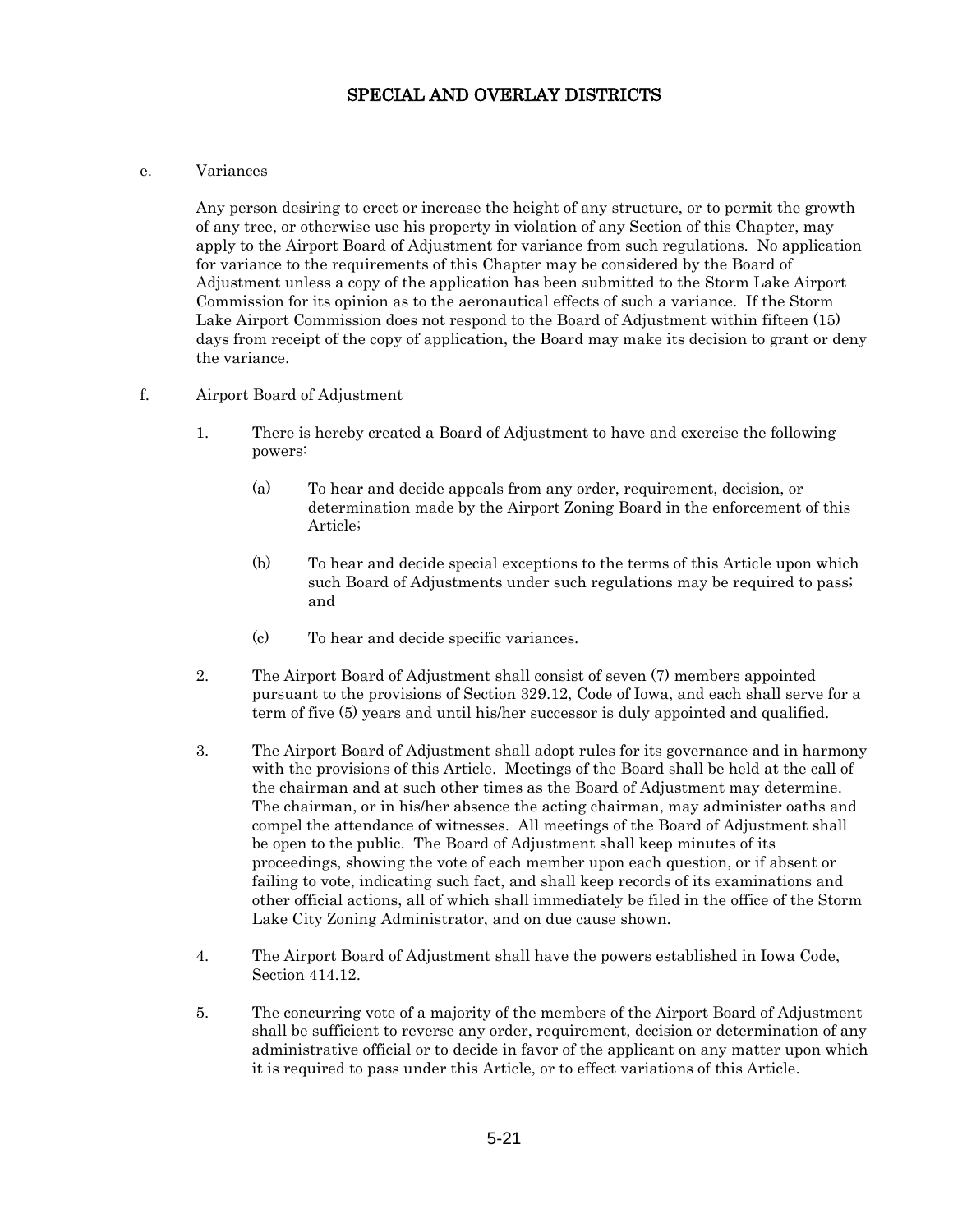# SPECIAL AND OVERLAY DISTRICTS

e. Variances

Any person desiring to erect or increase the height of any structure, or to permit the growth of any tree, or otherwise use his property in violation of any Section of this Chapter, may apply to the Airport Board of Adjustment for variance from such regulations. No application for variance to the requirements of this Chapter may be considered by the Board of Adjustment unless a copy of the application has been submitted to the Storm Lake Airport Commission for its opinion as to the aeronautical effects of such a variance. If the Storm Lake Airport Commission does not respond to the Board of Adjustment within fifteen (15) days from receipt of the copy of application, the Board may make its decision to grant or deny the variance.

f. Airport Board of Adjustment

1. There is hereby created a Board of Adjustment to have and exercise the following powers:

   (a) To hear and decide appeals from any order, requirement, decision, or determination made by the Airport Zoning Board in the enforcement of this Article;

   (b) To hear and decide special exceptions to the terms of this Article upon which such Board of Adjustments under such regulations may be required to pass; and

   (c) To hear and decide specific variances.

2. The Airport Board of Adjustment shall consist of seven (7) members appointed pursuant to the provisions of Section 329.12, Code of Iowa, and each shall serve for a term of five (5) years and until his/her successor is duly appointed and qualified.

3. The Airport Board of Adjustment shall adopt rules for its governance and in harmony with the provisions of this Article. Meetings of the Board shall be held at the call of the chairman and at such other times as the Board of Adjustment may determine. The chairman, or in his/her absence the acting chairman, may administer oaths and compel the attendance of witnesses. All meetings of the Board of Adjustment shall be open to the public. The Board of Adjustment shall keep minutes of its proceedings, showing the vote of each member upon each question, or if absent or failing to vote, indicating such fact, and shall keep records of its examinations and other official actions, all of which shall immediately be filed in the office of the Storm Lake City Zoning Administrator, and on due cause shown.

4. The Airport Board of Adjustment shall have the powers established in Iowa Code, Section 414.12.

5. The concurring vote of a majority of the members of the Airport Board of Adjustment shall be sufficient to reverse any order, requirement, decision or determination of any administrative official or to decide in favor of the applicant on any matter upon which it is required to pass under this Article, or to effect variations of this Article.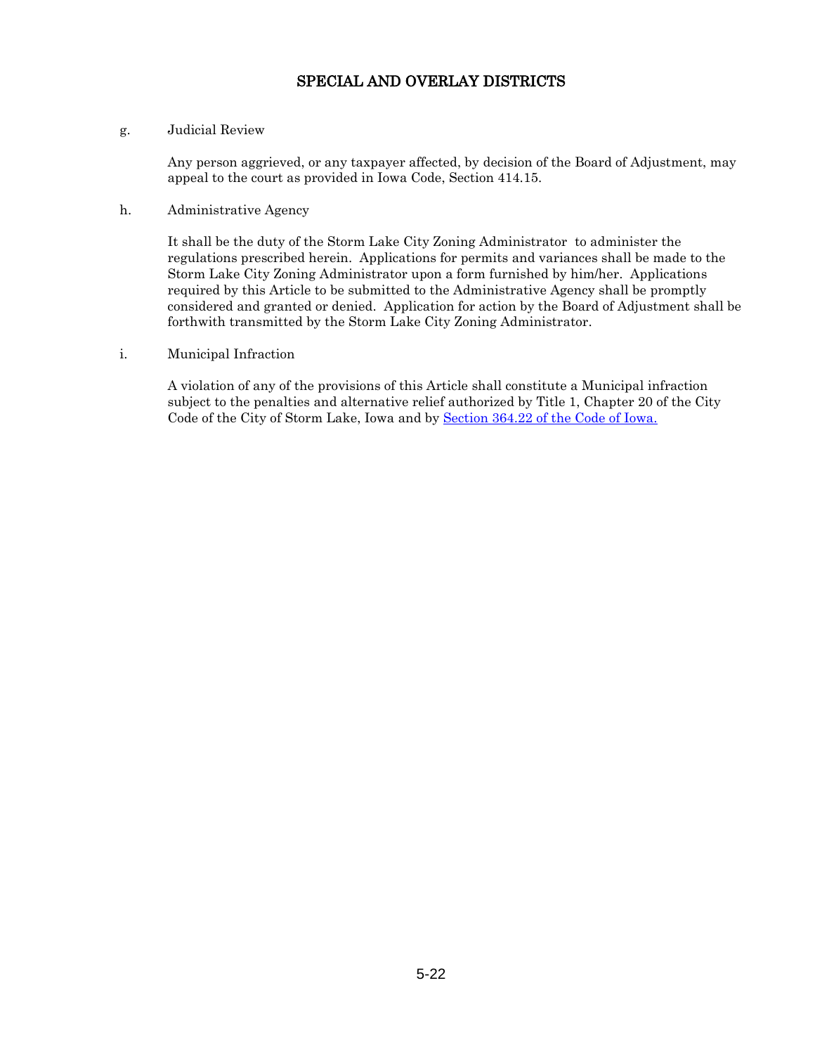g. Judicial Review

Any person aggrieved, or any taxpayer affected, by decision of the Board of Adjustment, may appeal to the court as provided in Iowa Code, Section 414.15.

h. Administrative Agency

It shall be the duty of the Storm Lake City Zoning Administrator to administer the regulations prescribed herein. Applications for permits and variances shall be made to the Storm Lake City Zoning Administrator upon a form furnished by him/her. Applications required by this Article to be submitted to the Administrative Agency shall be promptly considered and granted or denied. Application for action by the Board of Adjustment shall be forthwith transmitted by the Storm Lake City Zoning Administrator.

i. Municipal Infraction

A violation of any of the provisions of this Article shall constitute a Municipal infraction subject to the penalties and alternative relief authorized by Title 1, Chapter 20 of the City Code of the City of Storm Lake, Iowa and by Section 364.22 of the Code of Iowa.